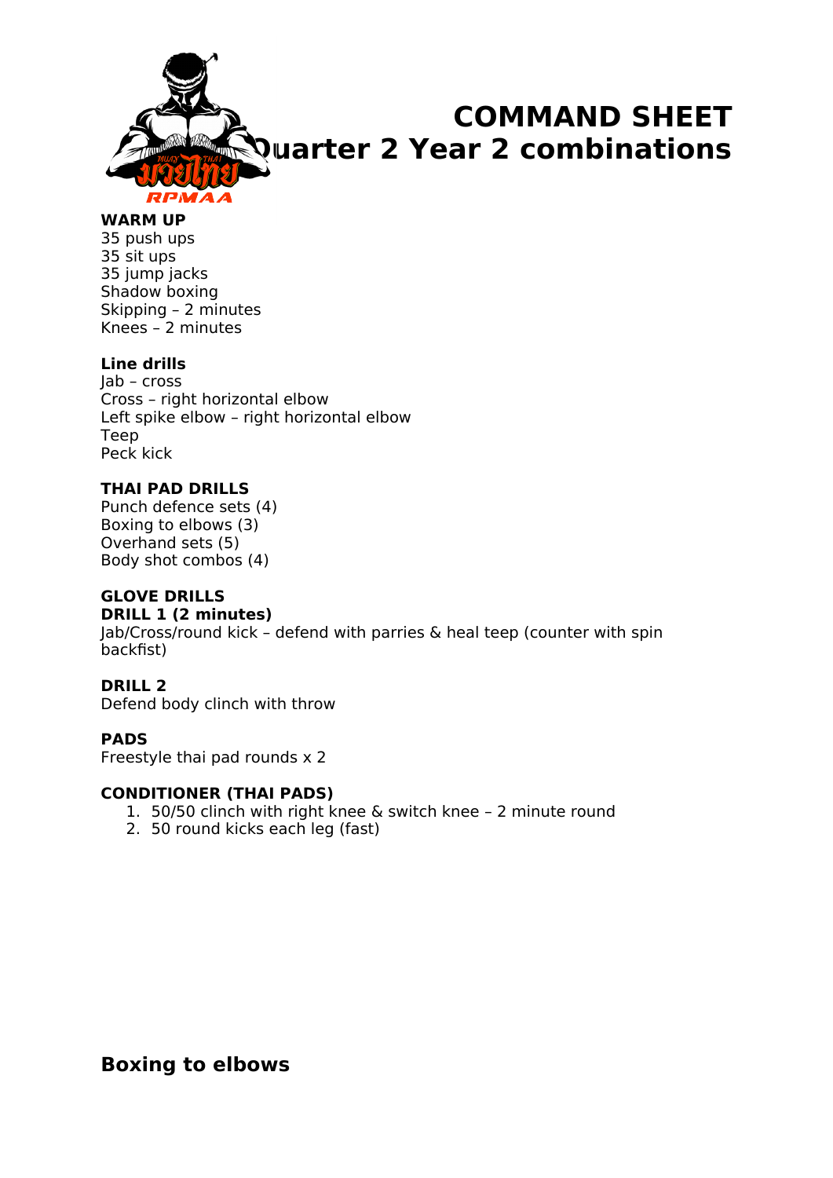# COMMAND SHEET
# Quarter 2 Year 2 combinations

**WARM UP**
35 push ups
35 sit ups
35 jump jacks
Shadow boxing
Skipping – 2 minutes
Knees – 2 minutes

**Line drills**
Jab – cross
Cross – right horizontal elbow
Left spike elbow – right horizontal elbow
Teep
Peck kick

**THAI PAD DRILLS**
Punch defence sets (4)
Boxing to elbows (3)
Overhand sets (5)
Body shot combos (4)

**GLOVE DRILLS**
**DRILL 1 (2 minutes)**
Jab/Cross/round kick – defend with parries & heal teep (counter with spin backfist)

**DRILL 2**
Defend body clinch with throw

**PADS**
Freestyle thai pad rounds x 2

**CONDITIONER (THAI PADS)**
1. 50/50 clinch with right knee & switch knee – 2 minute round
2. 50 round kicks each leg (fast)

## Boxing to elbows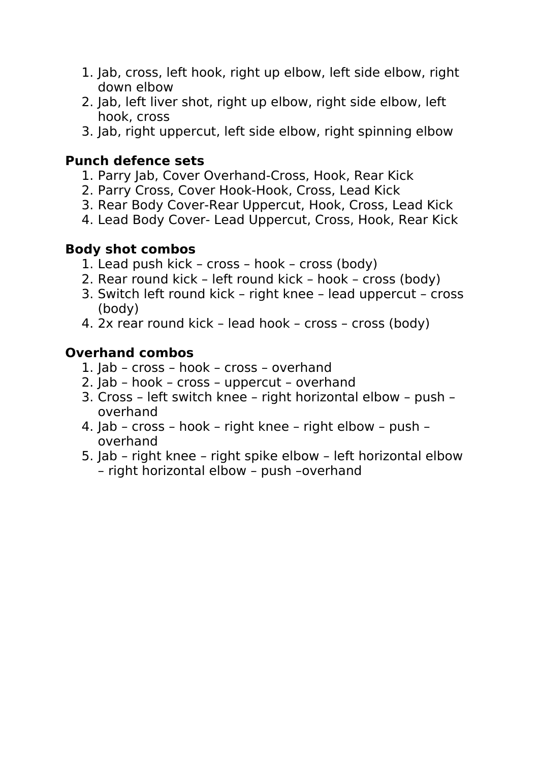1. Jab, cross, left hook, right up elbow, left side elbow, right down elbow
2. Jab, left liver shot, right up elbow, right side elbow, left hook, cross
3. Jab, right uppercut, left side elbow, right spinning elbow

**Punch defence sets**

1. Parry Jab, Cover Overhand-Cross, Hook, Rear Kick
2. Parry Cross, Cover Hook-Hook, Cross, Lead Kick
3. Rear Body Cover-Rear Uppercut, Hook, Cross, Lead Kick
4. Lead Body Cover- Lead Uppercut, Cross, Hook, Rear Kick

**Body shot combos**

1. Lead push kick – cross – hook – cross (body)
2. Rear round kick – left round kick – hook – cross (body)
3. Switch left round kick – right knee – lead uppercut – cross (body)
4. 2x rear round kick – lead hook – cross – cross (body)

**Overhand combos**

1. Jab – cross – hook – cross – overhand
2. Jab – hook – cross – uppercut – overhand
3. Cross – left switch knee – right horizontal elbow – push – overhand
4. Jab – cross – hook – right knee – right elbow – push – overhand
5. Jab – right knee – right spike elbow – left horizontal elbow – right horizontal elbow – push –overhand